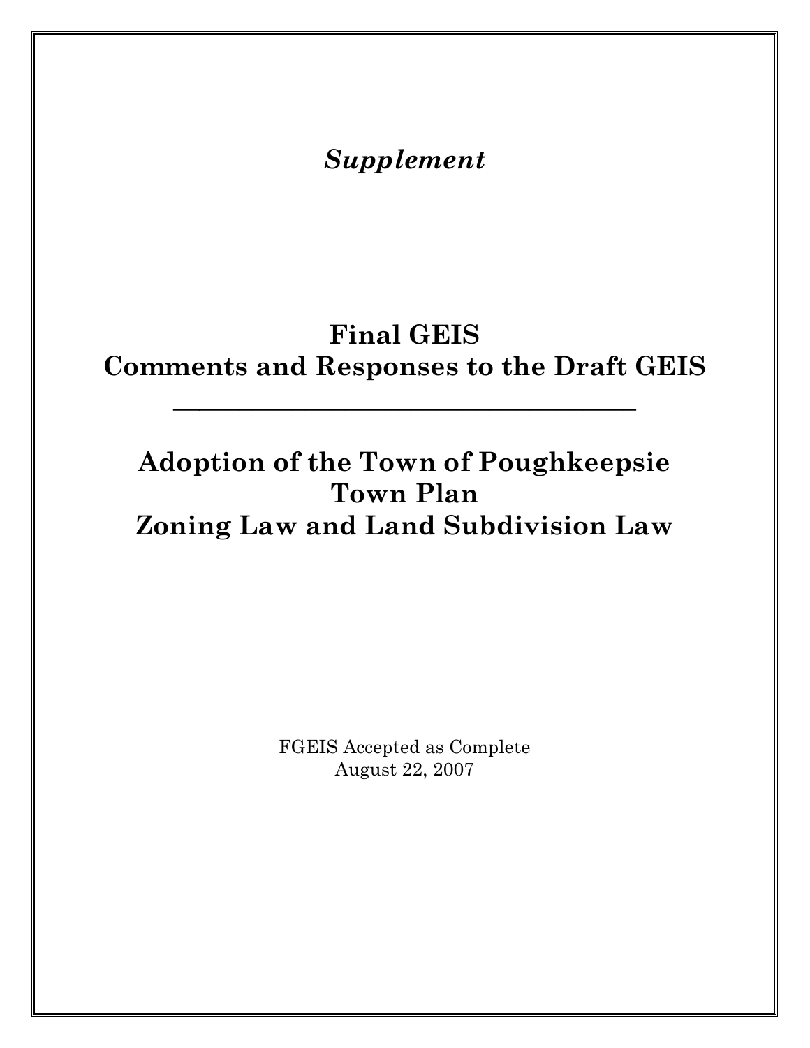*Supplement*

# Final GEIS
# Comments and Responses to the Draft GEIS

---

# Adoption of the Town of Poughkeepsie Town Plan Zoning Law and Land Subdivision Law

FGEIS Accepted as Complete
August 22, 2007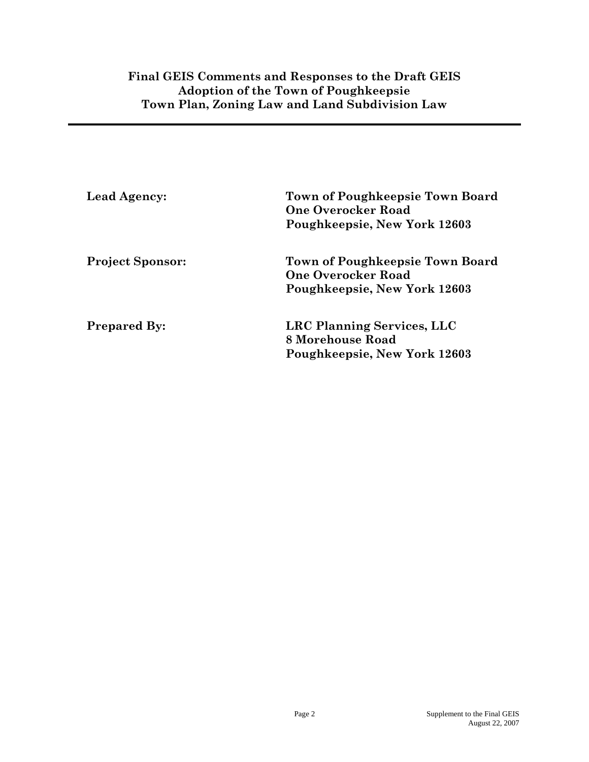**Final GEIS Comments and Responses to the Draft GEIS**
**Adoption of the Town of Poughkeepsie**
**Town Plan, Zoning Law and Land Subdivision Law**

---

| | |
|---|---|
| **Lead Agency:** | **Town of Poughkeepsie Town Board**<br>**One Overocker Road**<br>**Poughkeepsie, New York 12603** |
| **Project Sponsor:** | **Town of Poughkeepsie Town Board**<br>**One Overocker Road**<br>**Poughkeepsie, New York 12603** |
| **Prepared By:** | **LRC Planning Services, LLC**<br>**8 Morehouse Road**<br>**Poughkeepsie, New York 12603** |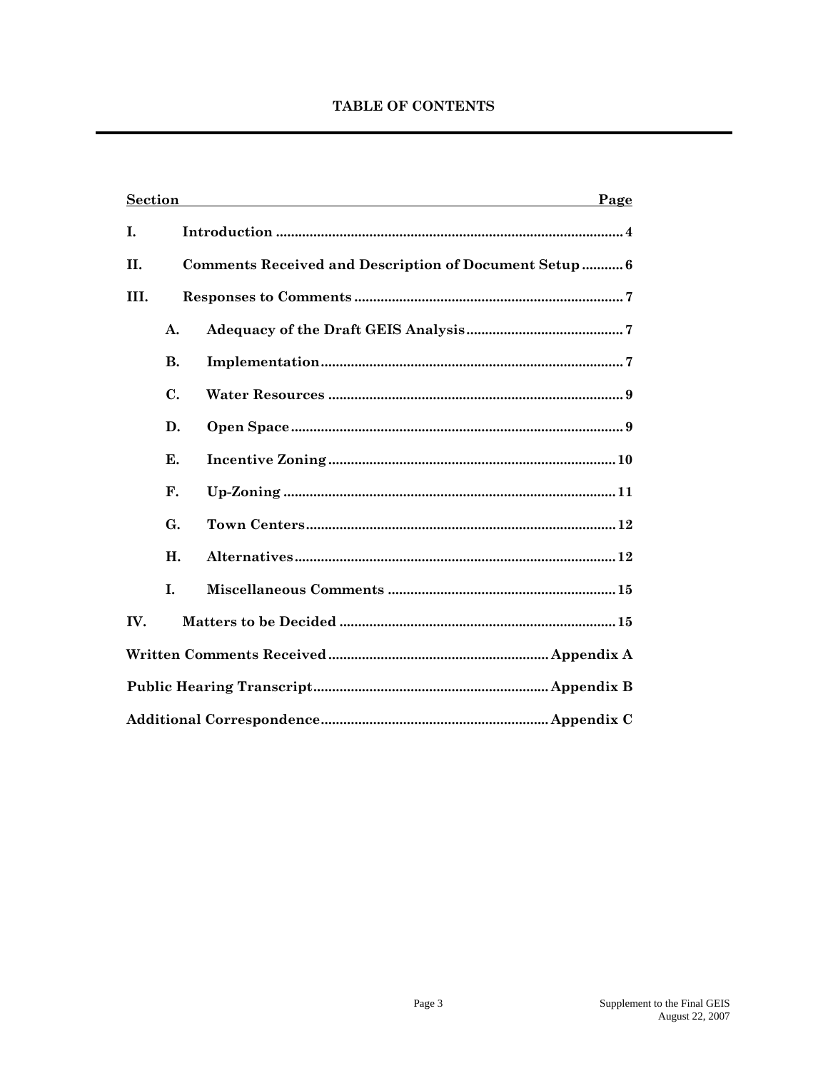## TABLE OF CONTENTS

| Section | | Page |
|---|---|---|
| I. | Introduction | 4 |
| II. | Comments Received and Description of Document Setup | 6 |
| III. | Responses to Comments | 7 |
| | A. Adequacy of the Draft GEIS Analysis | 7 |
| | B. Implementation | 7 |
| | C. Water Resources | 9 |
| | D. Open Space | 9 |
| | E. Incentive Zoning | 10 |
| | F. Up-Zoning | 11 |
| | G. Town Centers | 12 |
| | H. Alternatives | 12 |
| | I. Miscellaneous Comments | 15 |
| IV. | Matters to be Decided | 15 |
| Written Comments Received | | Appendix A |
| Public Hearing Transcript | | Appendix B |
| Additional Correspondence | | Appendix C |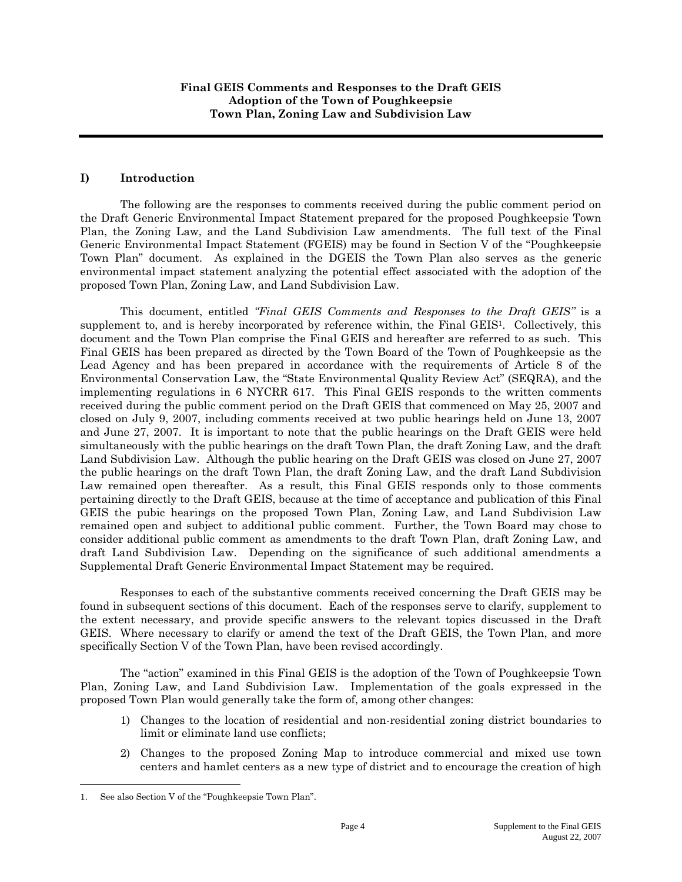**Final GEIS Comments and Responses to the Draft GEIS**
**Adoption of the Town of Poughkeepsie**
**Town Plan, Zoning Law and Subdivision Law**

## I) Introduction

The following are the responses to comments received during the public comment period on the Draft Generic Environmental Impact Statement prepared for the proposed Poughkeepsie Town Plan, the Zoning Law, and the Land Subdivision Law amendments. The full text of the Final Generic Environmental Impact Statement (FGEIS) may be found in Section V of the "Poughkeepsie Town Plan" document. As explained in the DGEIS the Town Plan also serves as the generic environmental impact statement analyzing the potential effect associated with the adoption of the proposed Town Plan, Zoning Law, and Land Subdivision Law.

This document, entitled *"Final GEIS Comments and Responses to the Draft GEIS"* is a supplement to, and is hereby incorporated by reference within, the Final GEIS[1]. Collectively, this document and the Town Plan comprise the Final GEIS and hereafter are referred to as such. This Final GEIS has been prepared as directed by the Town Board of the Town of Poughkeepsie as the Lead Agency and has been prepared in accordance with the requirements of Article 8 of the Environmental Conservation Law, the "State Environmental Quality Review Act" (SEQRA), and the implementing regulations in 6 NYCRR 617. This Final GEIS responds to the written comments received during the public comment period on the Draft GEIS that commenced on May 25, 2007 and closed on July 9, 2007, including comments received at two public hearings held on June 13, 2007 and June 27, 2007. It is important to note that the public hearings on the Draft GEIS were held simultaneously with the public hearings on the draft Town Plan, the draft Zoning Law, and the draft Land Subdivision Law. Although the public hearing on the Draft GEIS was closed on June 27, 2007 the public hearings on the draft Town Plan, the draft Zoning Law, and the draft Land Subdivision Law remained open thereafter. As a result, this Final GEIS responds only to those comments pertaining directly to the Draft GEIS, because at the time of acceptance and publication of this Final GEIS the pubic hearings on the proposed Town Plan, Zoning Law, and Land Subdivision Law remained open and subject to additional public comment. Further, the Town Board may chose to consider additional public comment as amendments to the draft Town Plan, draft Zoning Law, and draft Land Subdivision Law. Depending on the significance of such additional amendments a Supplemental Draft Generic Environmental Impact Statement may be required.

Responses to each of the substantive comments received concerning the Draft GEIS may be found in subsequent sections of this document. Each of the responses serve to clarify, supplement to the extent necessary, and provide specific answers to the relevant topics discussed in the Draft GEIS. Where necessary to clarify or amend the text of the Draft GEIS, the Town Plan, and more specifically Section V of the Town Plan, have been revised accordingly.

The "action" examined in this Final GEIS is the adoption of the Town of Poughkeepsie Town Plan, Zoning Law, and Land Subdivision Law. Implementation of the goals expressed in the proposed Town Plan would generally take the form of, among other changes:

1) Changes to the location of residential and non-residential zoning district boundaries to limit or eliminate land use conflicts;
2) Changes to the proposed Zoning Map to introduce commercial and mixed use town centers and hamlet centers as a new type of district and to encourage the creation of high

---

1. See also Section V of the "Poughkeepsie Town Plan".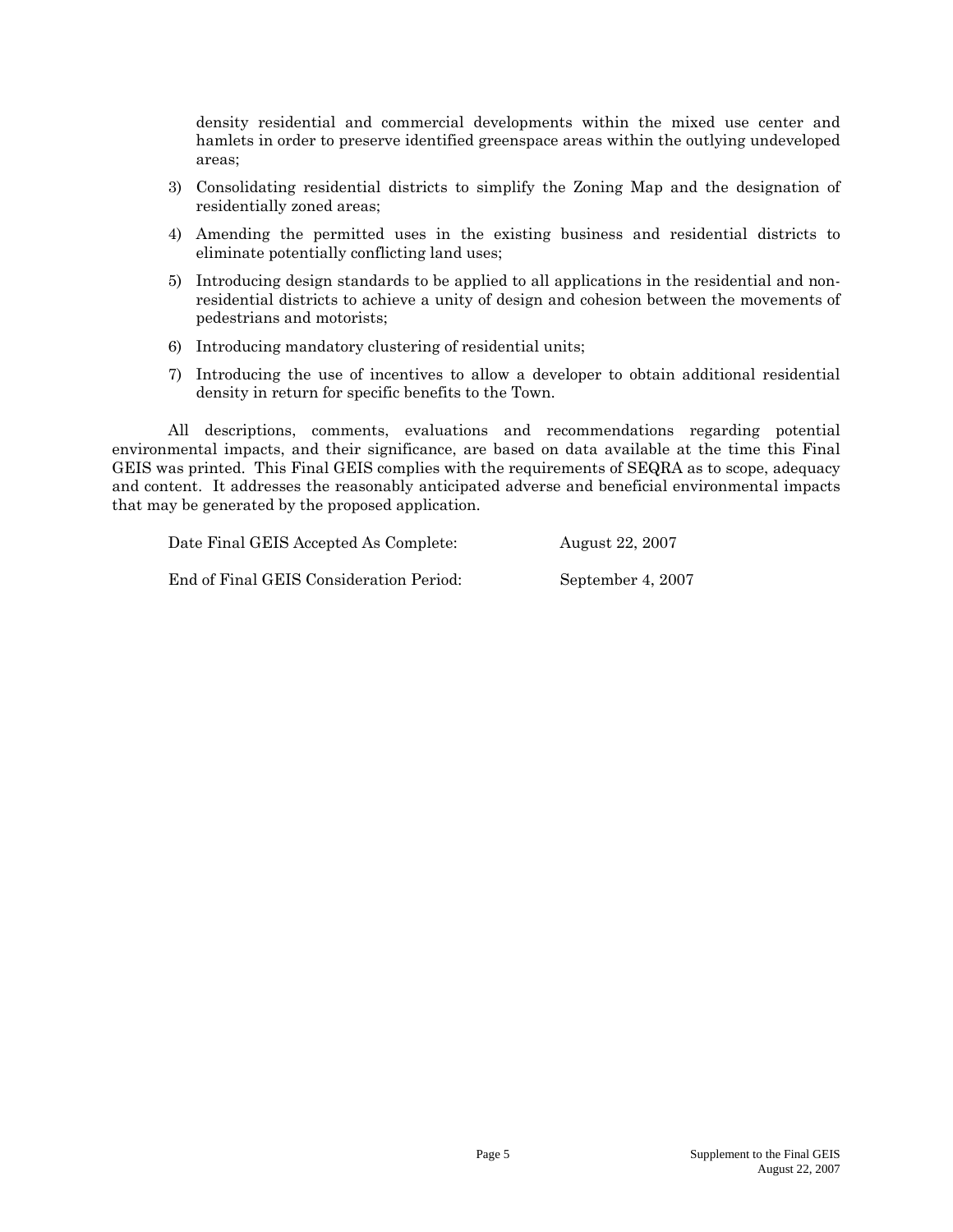density residential and commercial developments within the mixed use center and hamlets in order to preserve identified greenspace areas within the outlying undeveloped areas;

3) Consolidating residential districts to simplify the Zoning Map and the designation of residentially zoned areas;

4) Amending the permitted uses in the existing business and residential districts to eliminate potentially conflicting land uses;

5) Introducing design standards to be applied to all applications in the residential and non-residential districts to achieve a unity of design and cohesion between the movements of pedestrians and motorists;

6) Introducing mandatory clustering of residential units;

7) Introducing the use of incentives to allow a developer to obtain additional residential density in return for specific benefits to the Town.

All descriptions, comments, evaluations and recommendations regarding potential environmental impacts, and their significance, are based on data available at the time this Final GEIS was printed. This Final GEIS complies with the requirements of SEQRA as to scope, adequacy and content. It addresses the reasonably anticipated adverse and beneficial environmental impacts that may be generated by the proposed application.

Date Final GEIS Accepted As Complete: August 22, 2007

End of Final GEIS Consideration Period: September 4, 2007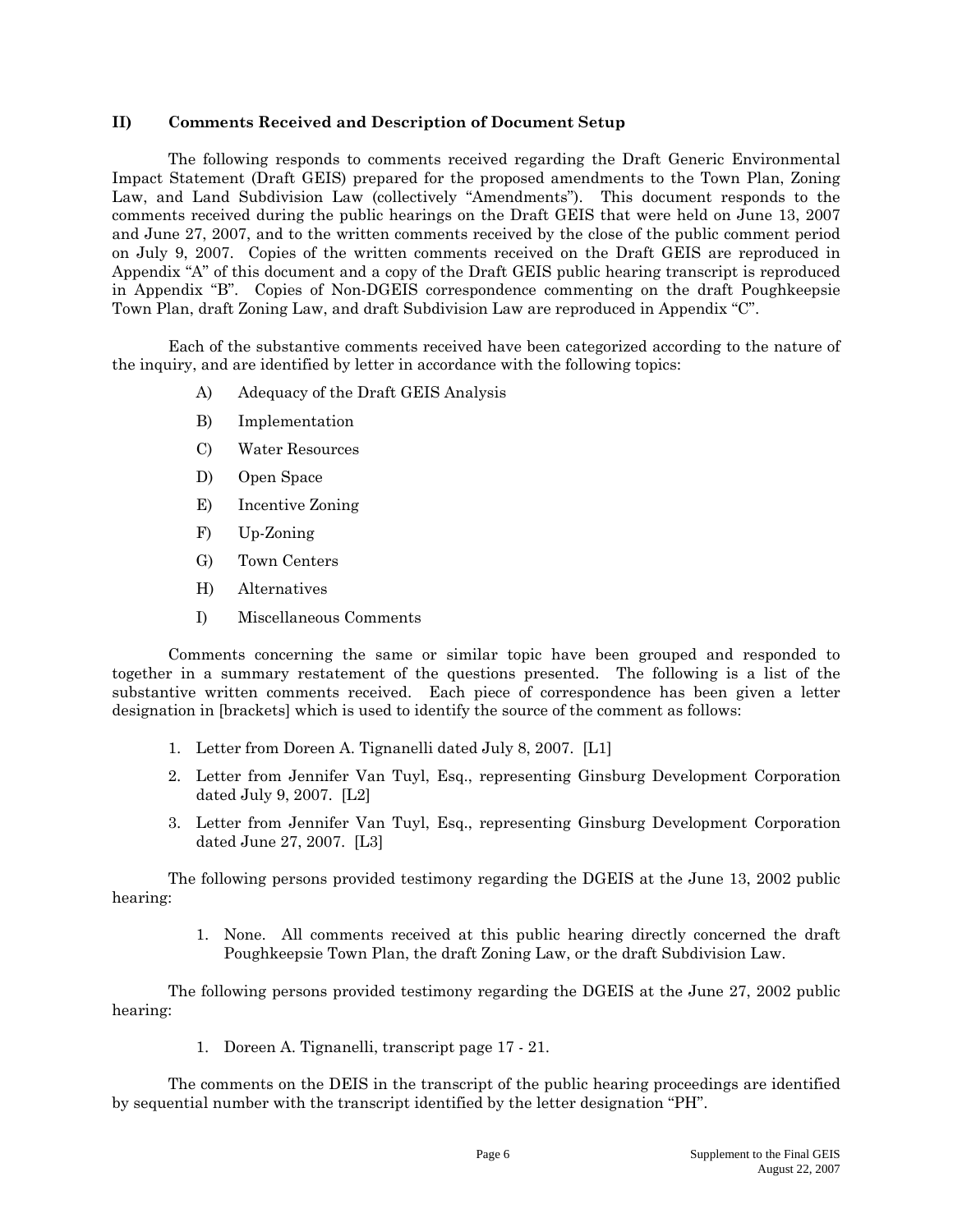## II) Comments Received and Description of Document Setup

The following responds to comments received regarding the Draft Generic Environmental Impact Statement (Draft GEIS) prepared for the proposed amendments to the Town Plan, Zoning Law, and Land Subdivision Law (collectively "Amendments"). This document responds to the comments received during the public hearings on the Draft GEIS that were held on June 13, 2007 and June 27, 2007, and to the written comments received by the close of the public comment period on July 9, 2007. Copies of the written comments received on the Draft GEIS are reproduced in Appendix "A" of this document and a copy of the Draft GEIS public hearing transcript is reproduced in Appendix "B". Copies of Non-DGEIS correspondence commenting on the draft Poughkeepsie Town Plan, draft Zoning Law, and draft Subdivision Law are reproduced in Appendix "C".

Each of the substantive comments received have been categorized according to the nature of the inquiry, and are identified by letter in accordance with the following topics:

- A) Adequacy of the Draft GEIS Analysis
- B) Implementation
- C) Water Resources
- D) Open Space
- E) Incentive Zoning
- F) Up-Zoning
- G) Town Centers
- H) Alternatives
- I) Miscellaneous Comments

Comments concerning the same or similar topic have been grouped and responded to together in a summary restatement of the questions presented. The following is a list of the substantive written comments received. Each piece of correspondence has been given a letter designation in [brackets] which is used to identify the source of the comment as follows:

1. Letter from Doreen A. Tignanelli dated July 8, 2007. [L1]
2. Letter from Jennifer Van Tuyl, Esq., representing Ginsburg Development Corporation dated July 9, 2007. [L2]
3. Letter from Jennifer Van Tuyl, Esq., representing Ginsburg Development Corporation dated June 27, 2007. [L3]

The following persons provided testimony regarding the DGEIS at the June 13, 2002 public hearing:

1. None. All comments received at this public hearing directly concerned the draft Poughkeepsie Town Plan, the draft Zoning Law, or the draft Subdivision Law.

The following persons provided testimony regarding the DGEIS at the June 27, 2002 public hearing:

1. Doreen A. Tignanelli, transcript page 17 - 21.

The comments on the DEIS in the transcript of the public hearing proceedings are identified by sequential number with the transcript identified by the letter designation "PH".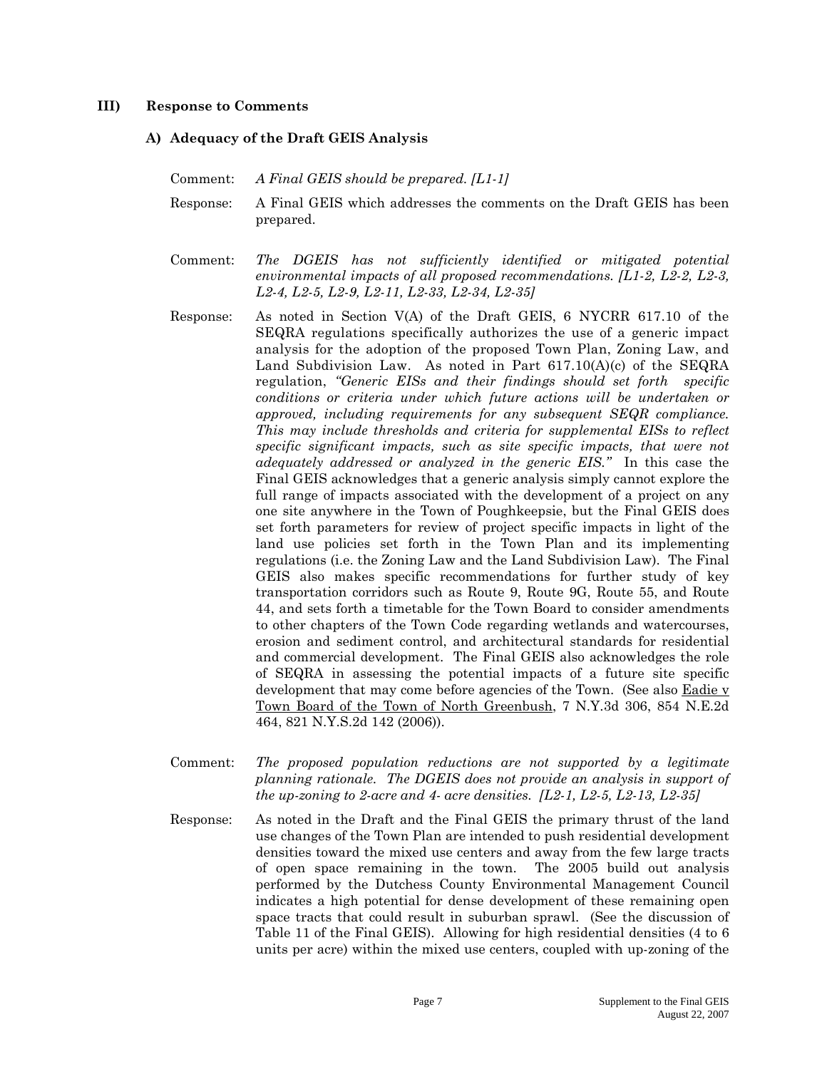## III) Response to Comments

### A) Adequacy of the Draft GEIS Analysis

Comment: *A Final GEIS should be prepared. [L1-1]*

Response: A Final GEIS which addresses the comments on the Draft GEIS has been prepared.

Comment: *The DGEIS has not sufficiently identified or mitigated potential environmental impacts of all proposed recommendations. [L1-2, L2-2, L2-3, L2-4, L2-5, L2-9, L2-11, L2-33, L2-34, L2-35]*

Response: As noted in Section V(A) of the Draft GEIS, 6 NYCRR 617.10 of the SEQRA regulations specifically authorizes the use of a generic impact analysis for the adoption of the proposed Town Plan, Zoning Law, and Land Subdivision Law. As noted in Part 617.10(A)(c) of the SEQRA regulation, *"Generic EISs and their findings should set forth specific conditions or criteria under which future actions will be undertaken or approved, including requirements for any subsequent SEQR compliance. This may include thresholds and criteria for supplemental EISs to reflect specific significant impacts, such as site specific impacts, that were not adequately addressed or analyzed in the generic EIS."* In this case the Final GEIS acknowledges that a generic analysis simply cannot explore the full range of impacts associated with the development of a project on any one site anywhere in the Town of Poughkeepsie, but the Final GEIS does set forth parameters for review of project specific impacts in light of the land use policies set forth in the Town Plan and its implementing regulations (i.e. the Zoning Law and the Land Subdivision Law). The Final GEIS also makes specific recommendations for further study of key transportation corridors such as Route 9, Route 9G, Route 55, and Route 44, and sets forth a timetable for the Town Board to consider amendments to other chapters of the Town Code regarding wetlands and watercourses, erosion and sediment control, and architectural standards for residential and commercial development. The Final GEIS also acknowledges the role of SEQRA in assessing the potential impacts of a future site specific development that may come before agencies of the Town. (See also Eadie v Town Board of the Town of North Greenbush, 7 N.Y.3d 306, 854 N.E.2d 464, 821 N.Y.S.2d 142 (2006)).

Comment: *The proposed population reductions are not supported by a legitimate planning rationale. The DGEIS does not provide an analysis in support of the up-zoning to 2-acre and 4- acre densities. [L2-1, L2-5, L2-13, L2-35]*

Response: As noted in the Draft and the Final GEIS the primary thrust of the land use changes of the Town Plan are intended to push residential development densities toward the mixed use centers and away from the few large tracts of open space remaining in the town. The 2005 build out analysis performed by the Dutchess County Environmental Management Council indicates a high potential for dense development of these remaining open space tracts that could result in suburban sprawl. (See the discussion of Table 11 of the Final GEIS). Allowing for high residential densities (4 to 6 units per acre) within the mixed use centers, coupled with up-zoning of the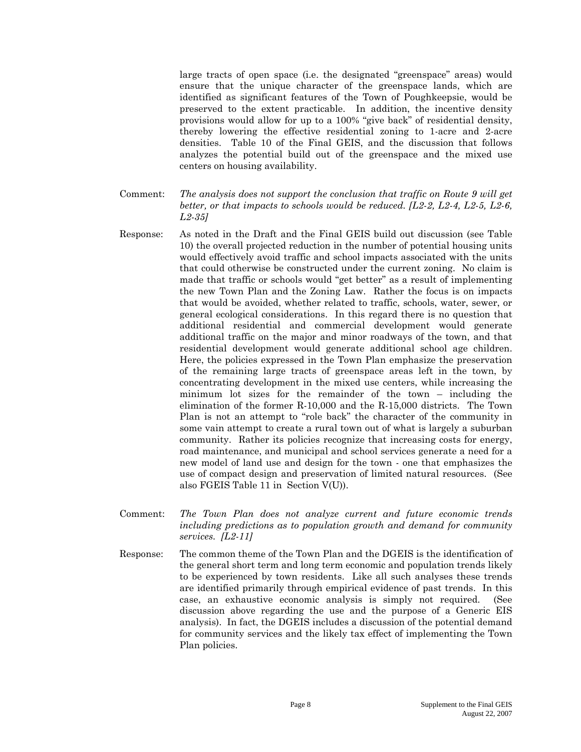large tracts of open space (i.e. the designated "greenspace" areas) would ensure that the unique character of the greenspace lands, which are identified as significant features of the Town of Poughkeepsie, would be preserved to the extent practicable. In addition, the incentive density provisions would allow for up to a 100% "give back" of residential density, thereby lowering the effective residential zoning to 1-acre and 2-acre densities. Table 10 of the Final GEIS, and the discussion that follows analyzes the potential build out of the greenspace and the mixed use centers on housing availability.

Comment: *The analysis does not support the conclusion that traffic on Route 9 will get better, or that impacts to schools would be reduced. [L2-2, L2-4, L2-5, L2-6, L2-35]*

Response: As noted in the Draft and the Final GEIS build out discussion (see Table 10) the overall projected reduction in the number of potential housing units would effectively avoid traffic and school impacts associated with the units that could otherwise be constructed under the current zoning. No claim is made that traffic or schools would "get better" as a result of implementing the new Town Plan and the Zoning Law. Rather the focus is on impacts that would be avoided, whether related to traffic, schools, water, sewer, or general ecological considerations. In this regard there is no question that additional residential and commercial development would generate additional traffic on the major and minor roadways of the town, and that residential development would generate additional school age children. Here, the policies expressed in the Town Plan emphasize the preservation of the remaining large tracts of greenspace areas left in the town, by concentrating development in the mixed use centers, while increasing the minimum lot sizes for the remainder of the town – including the elimination of the former R-10,000 and the R-15,000 districts. The Town Plan is not an attempt to "role back" the character of the community in some vain attempt to create a rural town out of what is largely a suburban community. Rather its policies recognize that increasing costs for energy, road maintenance, and municipal and school services generate a need for a new model of land use and design for the town - one that emphasizes the use of compact design and preservation of limited natural resources. (See also FGEIS Table 11 in Section V(U)).

Comment: *The Town Plan does not analyze current and future economic trends including predictions as to population growth and demand for community services. [L2-11]*

Response: The common theme of the Town Plan and the DGEIS is the identification of the general short term and long term economic and population trends likely to be experienced by town residents. Like all such analyses these trends are identified primarily through empirical evidence of past trends. In this case, an exhaustive economic analysis is simply not required. (See discussion above regarding the use and the purpose of a Generic EIS analysis). In fact, the DGEIS includes a discussion of the potential demand for community services and the likely tax effect of implementing the Town Plan policies.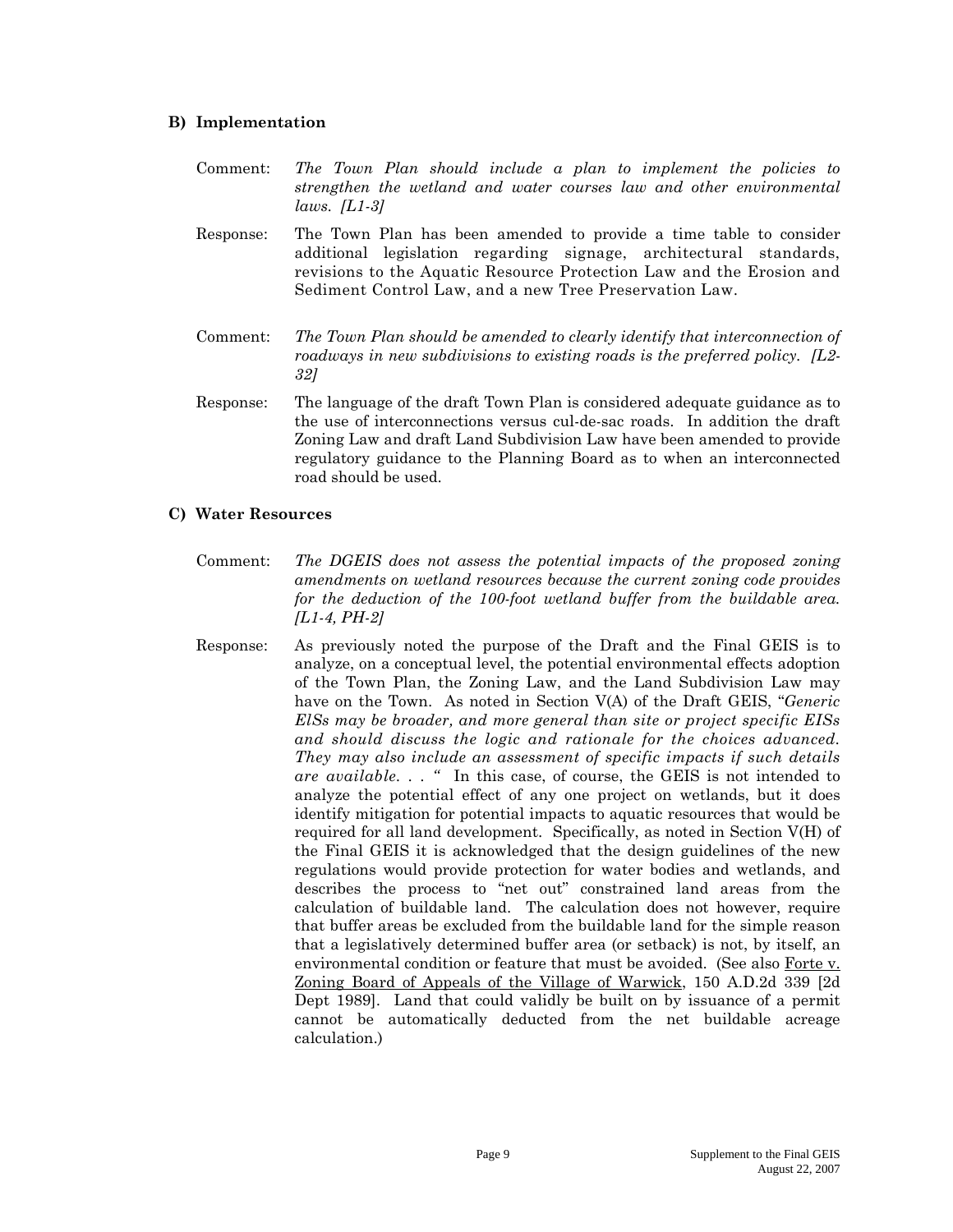### B) Implementation

Comment: *The Town Plan should include a plan to implement the policies to strengthen the wetland and water courses law and other environmental laws. [L1-3]*

Response: The Town Plan has been amended to provide a time table to consider additional legislation regarding signage, architectural standards, revisions to the Aquatic Resource Protection Law and the Erosion and Sediment Control Law, and a new Tree Preservation Law.

Comment: *The Town Plan should be amended to clearly identify that interconnection of roadways in new subdivisions to existing roads is the preferred policy. [L2-32]*

Response: The language of the draft Town Plan is considered adequate guidance as to the use of interconnections versus cul-de-sac roads. In addition the draft Zoning Law and draft Land Subdivision Law have been amended to provide regulatory guidance to the Planning Board as to when an interconnected road should be used.

### C) Water Resources

Comment: *The DGEIS does not assess the potential impacts of the proposed zoning amendments on wetland resources because the current zoning code provides for the deduction of the 100-foot wetland buffer from the buildable area. [L1-4, PH-2]*

Response: As previously noted the purpose of the Draft and the Final GEIS is to analyze, on a conceptual level, the potential environmental effects adoption of the Town Plan, the Zoning Law, and the Land Subdivision Law may have on the Town. As noted in Section V(A) of the Draft GEIS, "*Generic ElSs may be broader, and more general than site or project specific EISs and should discuss the logic and rationale for the choices advanced. They may also include an assessment of specific impacts if such details are available. . .* " In this case, of course, the GEIS is not intended to analyze the potential effect of any one project on wetlands, but it does identify mitigation for potential impacts to aquatic resources that would be required for all land development. Specifically, as noted in Section V(H) of the Final GEIS it is acknowledged that the design guidelines of the new regulations would provide protection for water bodies and wetlands, and describes the process to "net out" constrained land areas from the calculation of buildable land. The calculation does not however, require that buffer areas be excluded from the buildable land for the simple reason that a legislatively determined buffer area (or setback) is not, by itself, an environmental condition or feature that must be avoided. (See also <u>Forte v. Zoning Board of Appeals of the Village of Warwick</u>, 150 A.D.2d 339 [2d Dept 1989]. Land that could validly be built on by issuance of a permit cannot be automatically deducted from the net buildable acreage calculation.)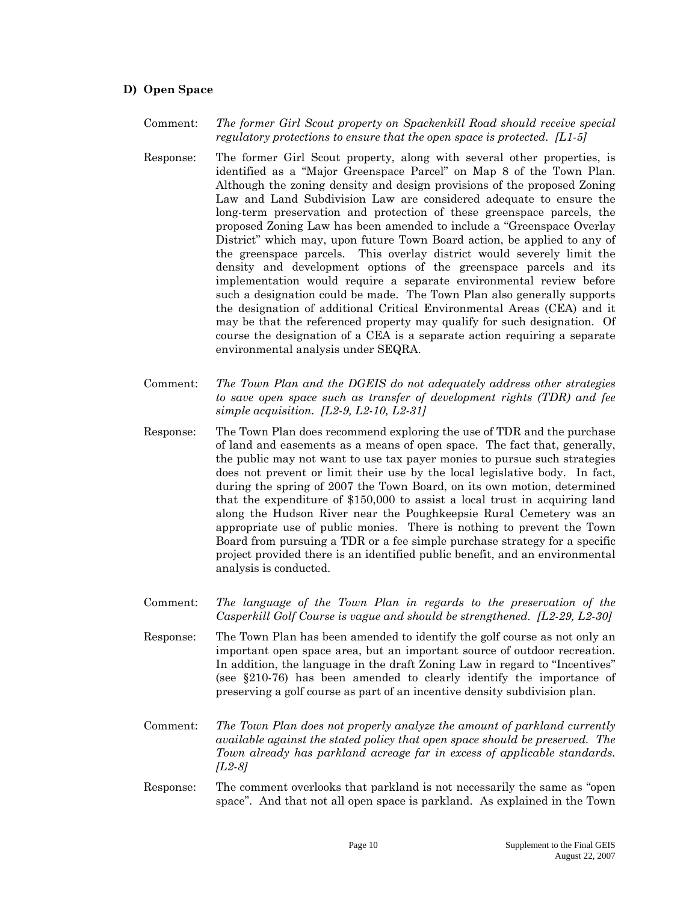## D) Open Space

Comment: *The former Girl Scout property on Spackenkill Road should receive special regulatory protections to ensure that the open space is protected. [L1-5]*

Response: The former Girl Scout property, along with several other properties, is identified as a "Major Greenspace Parcel" on Map 8 of the Town Plan. Although the zoning density and design provisions of the proposed Zoning Law and Land Subdivision Law are considered adequate to ensure the long-term preservation and protection of these greenspace parcels, the proposed Zoning Law has been amended to include a "Greenspace Overlay District" which may, upon future Town Board action, be applied to any of the greenspace parcels. This overlay district would severely limit the density and development options of the greenspace parcels and its implementation would require a separate environmental review before such a designation could be made. The Town Plan also generally supports the designation of additional Critical Environmental Areas (CEA) and it may be that the referenced property may qualify for such designation. Of course the designation of a CEA is a separate action requiring a separate environmental analysis under SEQRA.

Comment: *The Town Plan and the DGEIS do not adequately address other strategies to save open space such as transfer of development rights (TDR) and fee simple acquisition. [L2-9, L2-10, L2-31]*

Response: The Town Plan does recommend exploring the use of TDR and the purchase of land and easements as a means of open space. The fact that, generally, the public may not want to use tax payer monies to pursue such strategies does not prevent or limit their use by the local legislative body. In fact, during the spring of 2007 the Town Board, on its own motion, determined that the expenditure of $150,000 to assist a local trust in acquiring land along the Hudson River near the Poughkeepsie Rural Cemetery was an appropriate use of public monies. There is nothing to prevent the Town Board from pursuing a TDR or a fee simple purchase strategy for a specific project provided there is an identified public benefit, and an environmental analysis is conducted.

Comment: *The language of the Town Plan in regards to the preservation of the Casperkill Golf Course is vague and should be strengthened. [L2-29, L2-30]*

Response: The Town Plan has been amended to identify the golf course as not only an important open space area, but an important source of outdoor recreation. In addition, the language in the draft Zoning Law in regard to "Incentives" (see §210-76) has been amended to clearly identify the importance of preserving a golf course as part of an incentive density subdivision plan.

Comment: *The Town Plan does not properly analyze the amount of parkland currently available against the stated policy that open space should be preserved. The Town already has parkland acreage far in excess of applicable standards. [L2-8]*

Response: The comment overlooks that parkland is not necessarily the same as "open space". And that not all open space is parkland. As explained in the Town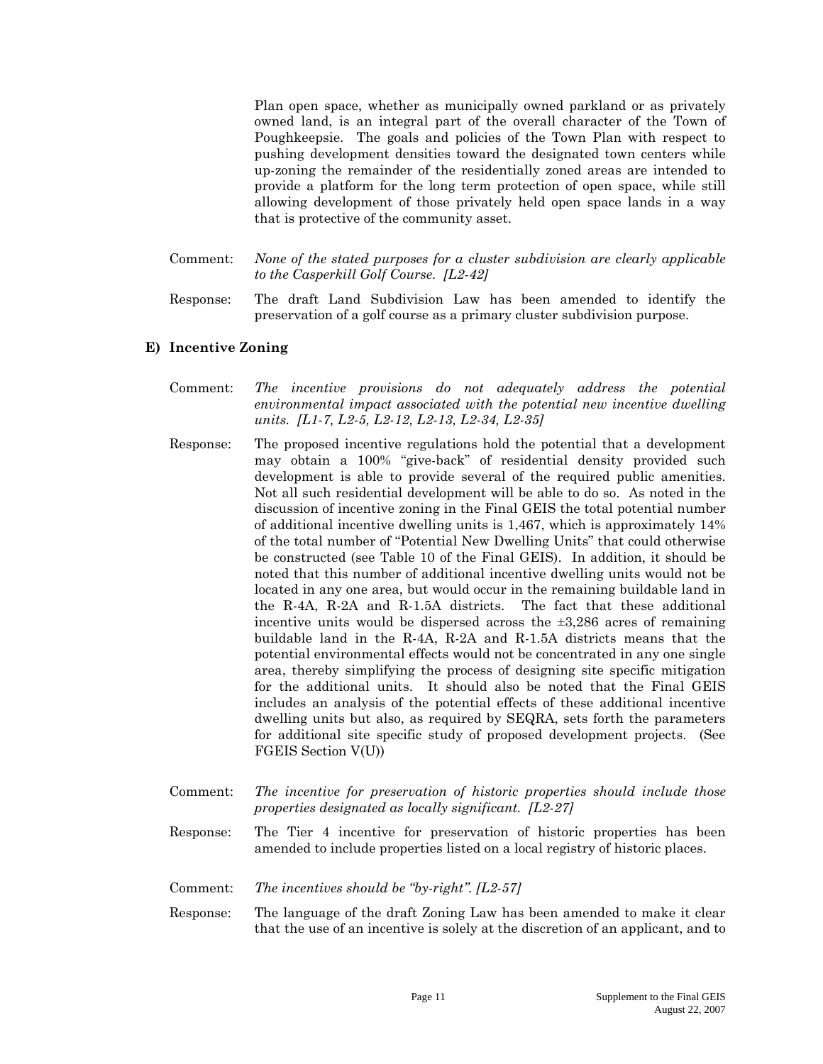Plan open space, whether as municipally owned parkland or as privately owned land, is an integral part of the overall character of the Town of Poughkeepsie. The goals and policies of the Town Plan with respect to pushing development densities toward the designated town centers while up-zoning the remainder of the residentially zoned areas are intended to provide a platform for the long term protection of open space, while still allowing development of those privately held open space lands in a way that is protective of the community asset.

Comment: *None of the stated purposes for a cluster subdivision are clearly applicable to the Casperkill Golf Course. [L2-42]*

Response: The draft Land Subdivision Law has been amended to identify the preservation of a golf course as a primary cluster subdivision purpose.

## E) Incentive Zoning

Comment: *The incentive provisions do not adequately address the potential environmental impact associated with the potential new incentive dwelling units. [L1-7, L2-5, L2-12, L2-13, L2-34, L2-35]*

Response: The proposed incentive regulations hold the potential that a development may obtain a 100% "give-back" of residential density provided such development is able to provide several of the required public amenities. Not all such residential development will be able to do so. As noted in the discussion of incentive zoning in the Final GEIS the total potential number of additional incentive dwelling units is 1,467, which is approximately 14% of the total number of "Potential New Dwelling Units" that could otherwise be constructed (see Table 10 of the Final GEIS). In addition, it should be noted that this number of additional incentive dwelling units would not be located in any one area, but would occur in the remaining buildable land in the R-4A, R-2A and R-1.5A districts. The fact that these additional incentive units would be dispersed across the ±3,286 acres of remaining buildable land in the R-4A, R-2A and R-1.5A districts means that the potential environmental effects would not be concentrated in any one single area, thereby simplifying the process of designing site specific mitigation for the additional units. It should also be noted that the Final GEIS includes an analysis of the potential effects of these additional incentive dwelling units but also, as required by SEQRA, sets forth the parameters for additional site specific study of proposed development projects. (See FGEIS Section V(U))

Comment: *The incentive for preservation of historic properties should include those properties designated as locally significant. [L2-27]*

Response: The Tier 4 incentive for preservation of historic properties has been amended to include properties listed on a local registry of historic places.

Comment: *The incentives should be "by-right". [L2-57]*

Response: The language of the draft Zoning Law has been amended to make it clear that the use of an incentive is solely at the discretion of an applicant, and to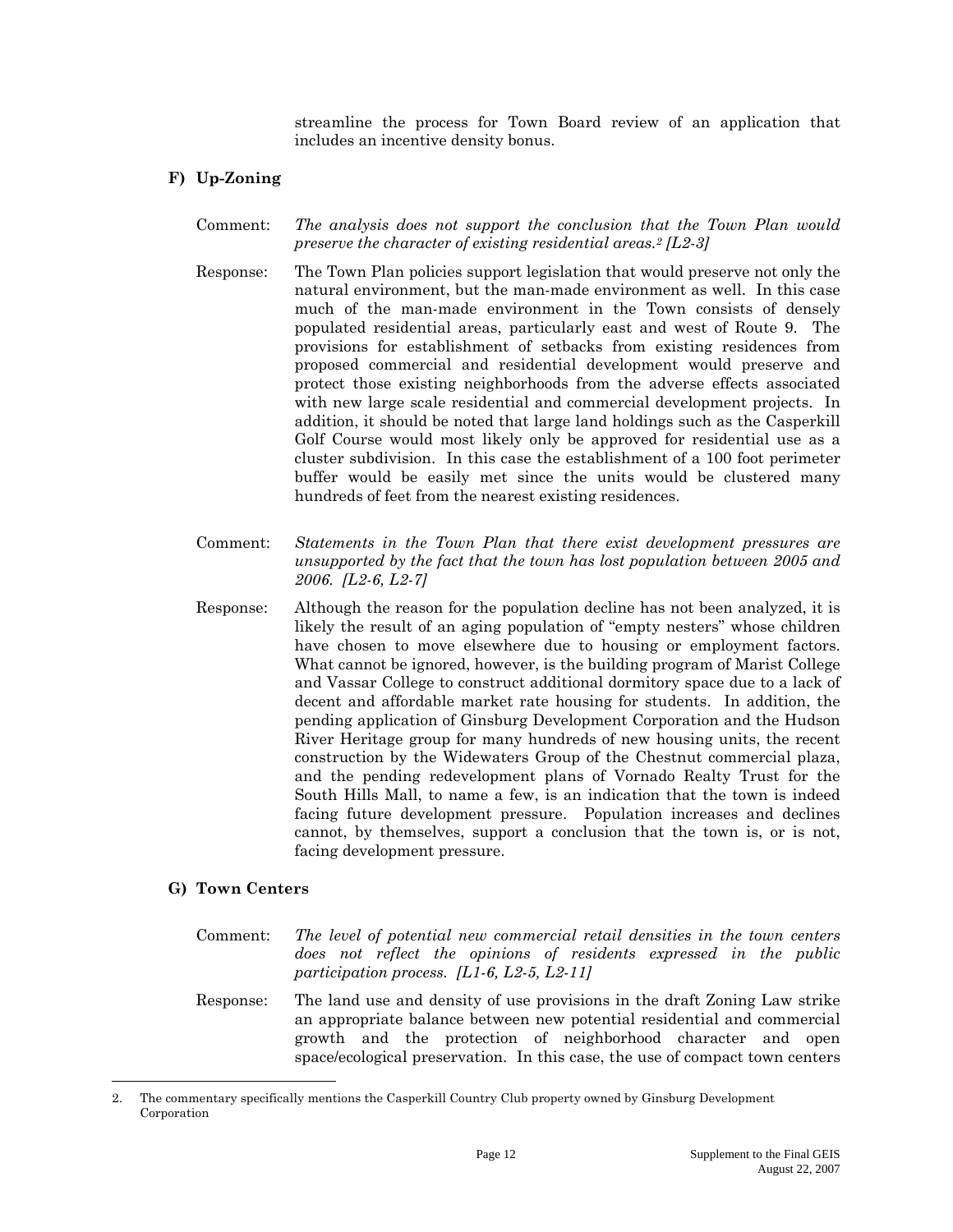streamline the process for Town Board review of an application that includes an incentive density bonus.

### F) Up-Zoning

Comment: *The analysis does not support the conclusion that the Town Plan would preserve the character of existing residential areas.[2] [L2-3]*

Response: The Town Plan policies support legislation that would preserve not only the natural environment, but the man-made environment as well. In this case much of the man-made environment in the Town consists of densely populated residential areas, particularly east and west of Route 9. The provisions for establishment of setbacks from existing residences from proposed commercial and residential development would preserve and protect those existing neighborhoods from the adverse effects associated with new large scale residential and commercial development projects. In addition, it should be noted that large land holdings such as the Casperkill Golf Course would most likely only be approved for residential use as a cluster subdivision. In this case the establishment of a 100 foot perimeter buffer would be easily met since the units would be clustered many hundreds of feet from the nearest existing residences.

Comment: *Statements in the Town Plan that there exist development pressures are unsupported by the fact that the town has lost population between 2005 and 2006. [L2-6, L2-7]*

Response: Although the reason for the population decline has not been analyzed, it is likely the result of an aging population of "empty nesters" whose children have chosen to move elsewhere due to housing or employment factors. What cannot be ignored, however, is the building program of Marist College and Vassar College to construct additional dormitory space due to a lack of decent and affordable market rate housing for students. In addition, the pending application of Ginsburg Development Corporation and the Hudson River Heritage group for many hundreds of new housing units, the recent construction by the Widewaters Group of the Chestnut commercial plaza, and the pending redevelopment plans of Vornado Realty Trust for the South Hills Mall, to name a few, is an indication that the town is indeed facing future development pressure. Population increases and declines cannot, by themselves, support a conclusion that the town is, or is not, facing development pressure.

### G) Town Centers

Comment: *The level of potential new commercial retail densities in the town centers does not reflect the opinions of residents expressed in the public participation process. [L1-6, L2-5, L2-11]*

Response: The land use and density of use provisions in the draft Zoning Law strike an appropriate balance between new potential residential and commercial growth and the protection of neighborhood character and open space/ecological preservation. In this case, the use of compact town centers

---

2. The commentary specifically mentions the Casperkill Country Club property owned by Ginsburg Development Corporation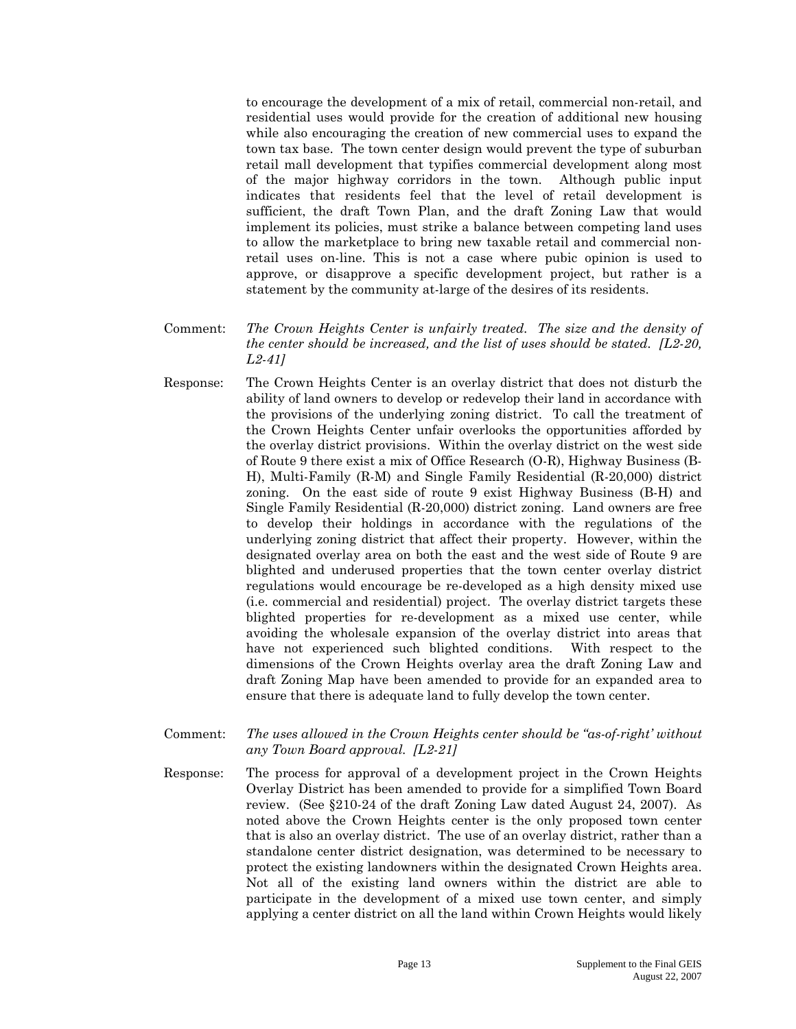to encourage the development of a mix of retail, commercial non-retail, and residential uses would provide for the creation of additional new housing while also encouraging the creation of new commercial uses to expand the town tax base. The town center design would prevent the type of suburban retail mall development that typifies commercial development along most of the major highway corridors in the town. Although public input indicates that residents feel that the level of retail development is sufficient, the draft Town Plan, and the draft Zoning Law that would implement its policies, must strike a balance between competing land uses to allow the marketplace to bring new taxable retail and commercial non-retail uses on-line. This is not a case where pubic opinion is used to approve, or disapprove a specific development project, but rather is a statement by the community at-large of the desires of its residents.

Comment: *The Crown Heights Center is unfairly treated. The size and the density of the center should be increased, and the list of uses should be stated. [L2-20, L2-41]*

Response: The Crown Heights Center is an overlay district that does not disturb the ability of land owners to develop or redevelop their land in accordance with the provisions of the underlying zoning district. To call the treatment of the Crown Heights Center unfair overlooks the opportunities afforded by the overlay district provisions. Within the overlay district on the west side of Route 9 there exist a mix of Office Research (O-R), Highway Business (B-H), Multi-Family (R-M) and Single Family Residential (R-20,000) district zoning. On the east side of route 9 exist Highway Business (B-H) and Single Family Residential (R-20,000) district zoning. Land owners are free to develop their holdings in accordance with the regulations of the underlying zoning district that affect their property. However, within the designated overlay area on both the east and the west side of Route 9 are blighted and underused properties that the town center overlay district regulations would encourage be re-developed as a high density mixed use (i.e. commercial and residential) project. The overlay district targets these blighted properties for re-development as a mixed use center, while avoiding the wholesale expansion of the overlay district into areas that have not experienced such blighted conditions. With respect to the dimensions of the Crown Heights overlay area the draft Zoning Law and draft Zoning Map have been amended to provide for an expanded area to ensure that there is adequate land to fully develop the town center.

Comment: *The uses allowed in the Crown Heights center should be "as-of-right' without any Town Board approval. [L2-21]*

Response: The process for approval of a development project in the Crown Heights Overlay District has been amended to provide for a simplified Town Board review. (See §210-24 of the draft Zoning Law dated August 24, 2007). As noted above the Crown Heights center is the only proposed town center that is also an overlay district. The use of an overlay district, rather than a standalone center district designation, was determined to be necessary to protect the existing landowners within the designated Crown Heights area. Not all of the existing land owners within the district are able to participate in the development of a mixed use town center, and simply applying a center district on all the land within Crown Heights would likely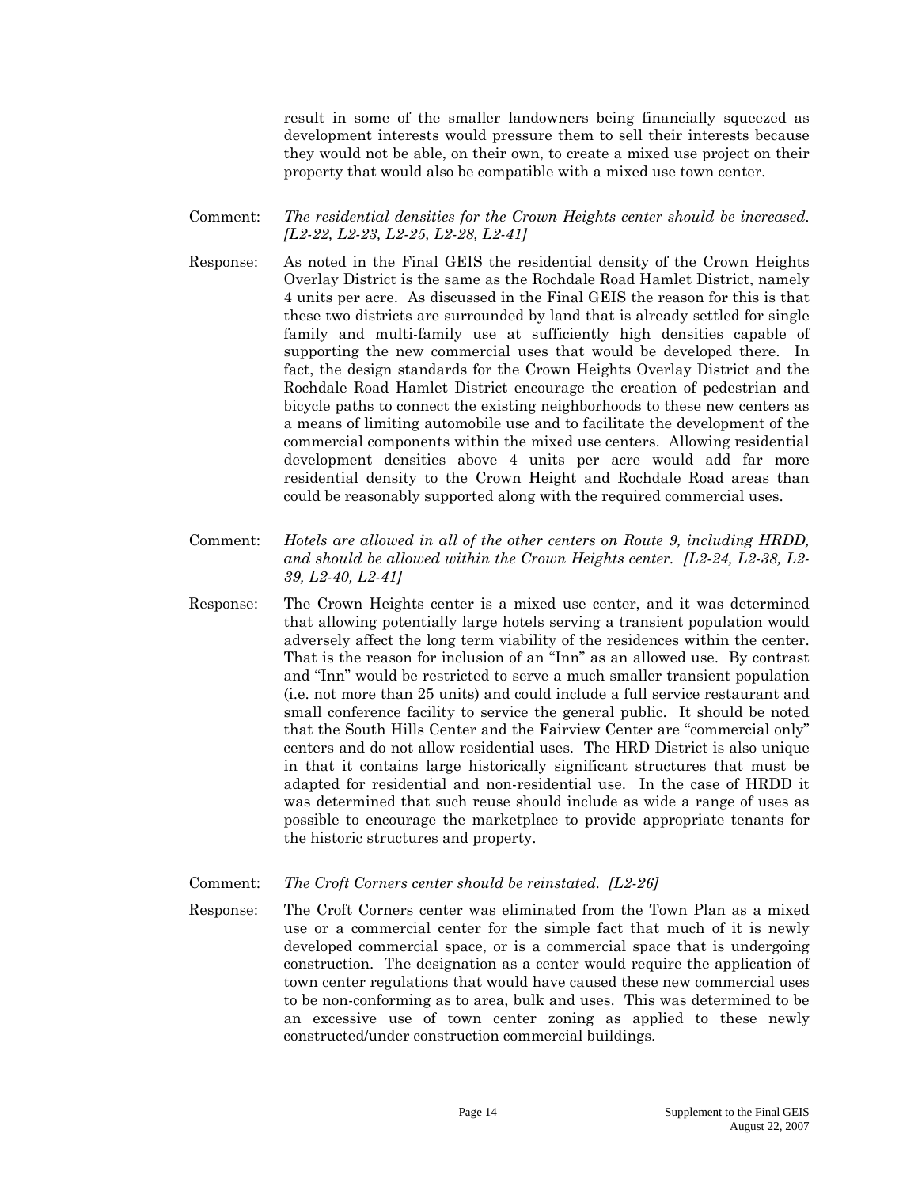result in some of the smaller landowners being financially squeezed as development interests would pressure them to sell their interests because they would not be able, on their own, to create a mixed use project on their property that would also be compatible with a mixed use town center.

Comment: *The residential densities for the Crown Heights center should be increased. [L2-22, L2-23, L2-25, L2-28, L2-41]*

Response: As noted in the Final GEIS the residential density of the Crown Heights Overlay District is the same as the Rochdale Road Hamlet District, namely 4 units per acre. As discussed in the Final GEIS the reason for this is that these two districts are surrounded by land that is already settled for single family and multi-family use at sufficiently high densities capable of supporting the new commercial uses that would be developed there. In fact, the design standards for the Crown Heights Overlay District and the Rochdale Road Hamlet District encourage the creation of pedestrian and bicycle paths to connect the existing neighborhoods to these new centers as a means of limiting automobile use and to facilitate the development of the commercial components within the mixed use centers. Allowing residential development densities above 4 units per acre would add far more residential density to the Crown Height and Rochdale Road areas than could be reasonably supported along with the required commercial uses.

Comment: *Hotels are allowed in all of the other centers on Route 9, including HRDD, and should be allowed within the Crown Heights center. [L2-24, L2-38, L2-39, L2-40, L2-41]*

Response: The Crown Heights center is a mixed use center, and it was determined that allowing potentially large hotels serving a transient population would adversely affect the long term viability of the residences within the center. That is the reason for inclusion of an "Inn" as an allowed use. By contrast and "Inn" would be restricted to serve a much smaller transient population (i.e. not more than 25 units) and could include a full service restaurant and small conference facility to service the general public. It should be noted that the South Hills Center and the Fairview Center are "commercial only" centers and do not allow residential uses. The HRD District is also unique in that it contains large historically significant structures that must be adapted for residential and non-residential use. In the case of HRDD it was determined that such reuse should include as wide a range of uses as possible to encourage the marketplace to provide appropriate tenants for the historic structures and property.

Comment: *The Croft Corners center should be reinstated. [L2-26]*

Response: The Croft Corners center was eliminated from the Town Plan as a mixed use or a commercial center for the simple fact that much of it is newly developed commercial space, or is a commercial space that is undergoing construction. The designation as a center would require the application of town center regulations that would have caused these new commercial uses to be non-conforming as to area, bulk and uses. This was determined to be an excessive use of town center zoning as applied to these newly constructed/under construction commercial buildings.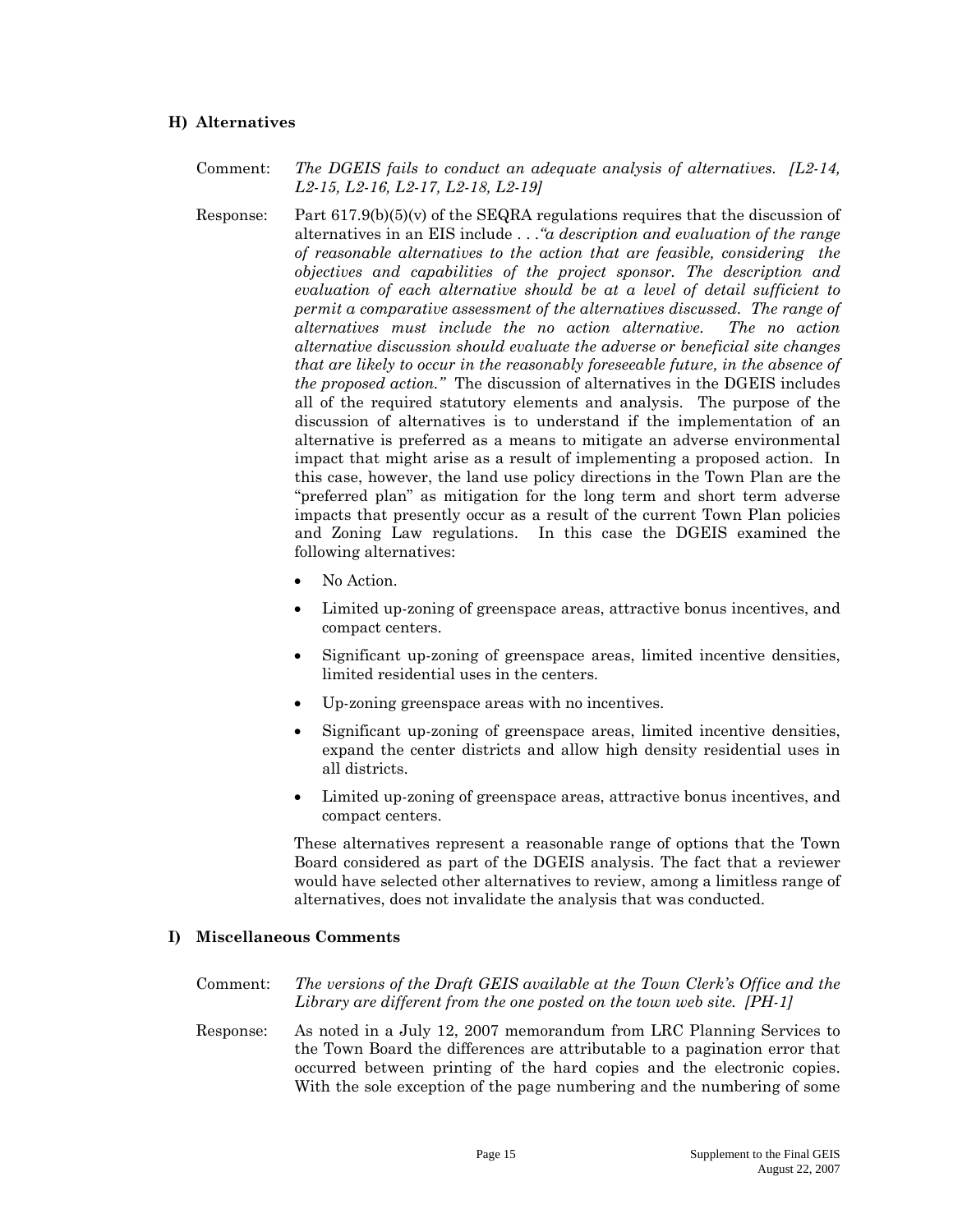### H) Alternatives

Comment: *The DGEIS fails to conduct an adequate analysis of alternatives. [L2-14, L2-15, L2-16, L2-17, L2-18, L2-19]*

Response: Part 617.9(b)(5)(v) of the SEQRA regulations requires that the discussion of alternatives in an EIS include . . .*"a description and evaluation of the range of reasonable alternatives to the action that are feasible, considering the objectives and capabilities of the project sponsor. The description and evaluation of each alternative should be at a level of detail sufficient to permit a comparative assessment of the alternatives discussed. The range of alternatives must include the no action alternative. The no action alternative discussion should evaluate the adverse or beneficial site changes that are likely to occur in the reasonably foreseeable future, in the absence of the proposed action."* The discussion of alternatives in the DGEIS includes all of the required statutory elements and analysis. The purpose of the discussion of alternatives is to understand if the implementation of an alternative is preferred as a means to mitigate an adverse environmental impact that might arise as a result of implementing a proposed action. In this case, however, the land use policy directions in the Town Plan are the "preferred plan" as mitigation for the long term and short term adverse impacts that presently occur as a result of the current Town Plan policies and Zoning Law regulations. In this case the DGEIS examined the following alternatives:

- No Action.
- Limited up-zoning of greenspace areas, attractive bonus incentives, and compact centers.
- Significant up-zoning of greenspace areas, limited incentive densities, limited residential uses in the centers.
- Up-zoning greenspace areas with no incentives.
- Significant up-zoning of greenspace areas, limited incentive densities, expand the center districts and allow high density residential uses in all districts.
- Limited up-zoning of greenspace areas, attractive bonus incentives, and compact centers.

These alternatives represent a reasonable range of options that the Town Board considered as part of the DGEIS analysis. The fact that a reviewer would have selected other alternatives to review, among a limitless range of alternatives, does not invalidate the analysis that was conducted.

### I) Miscellaneous Comments

Comment: *The versions of the Draft GEIS available at the Town Clerk's Office and the Library are different from the one posted on the town web site. [PH-1]*

Response: As noted in a July 12, 2007 memorandum from LRC Planning Services to the Town Board the differences are attributable to a pagination error that occurred between printing of the hard copies and the electronic copies. With the sole exception of the page numbering and the numbering of some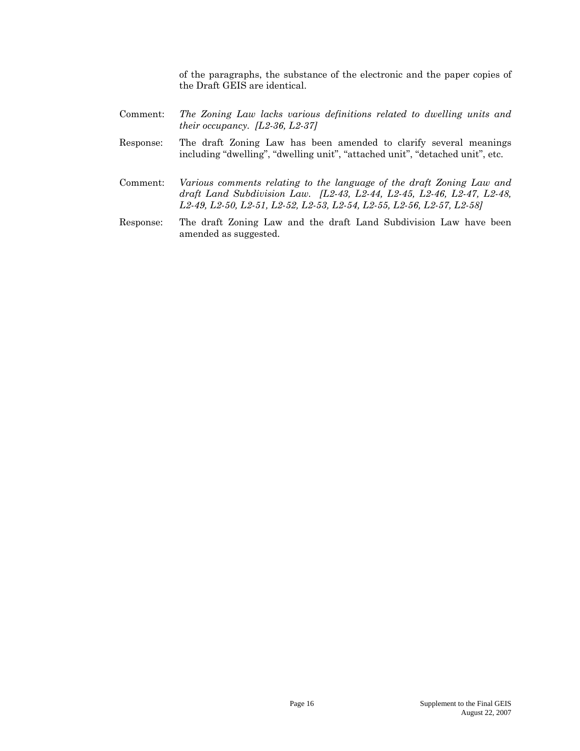of the paragraphs, the substance of the electronic and the paper copies of the Draft GEIS are identical.

Comment: *The Zoning Law lacks various definitions related to dwelling units and their occupancy. [L2-36, L2-37]*

Response: The draft Zoning Law has been amended to clarify several meanings including "dwelling", "dwelling unit", "attached unit", "detached unit", etc.

Comment: *Various comments relating to the language of the draft Zoning Law and draft Land Subdivision Law. [L2-43, L2-44, L2-45, L2-46, L2-47, L2-48, L2-49, L2-50, L2-51, L2-52, L2-53, L2-54, L2-55, L2-56, L2-57, L2-58]*

Response: The draft Zoning Law and the draft Land Subdivision Law have been amended as suggested.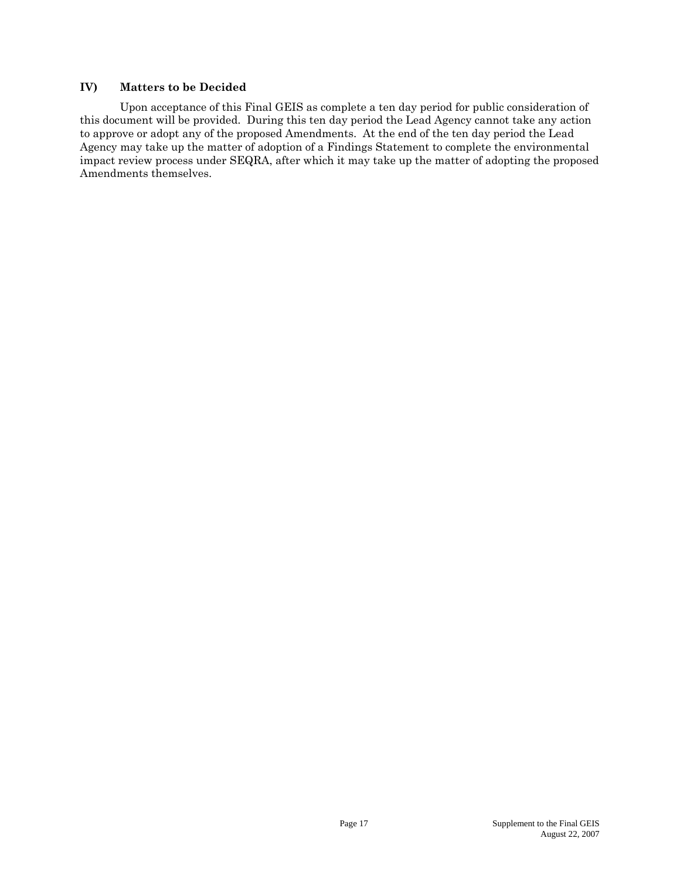## IV) Matters to be Decided

Upon acceptance of this Final GEIS as complete a ten day period for public consideration of this document will be provided. During this ten day period the Lead Agency cannot take any action to approve or adopt any of the proposed Amendments. At the end of the ten day period the Lead Agency may take up the matter of adoption of a Findings Statement to complete the environmental impact review process under SEQRA, after which it may take up the matter of adopting the proposed Amendments themselves.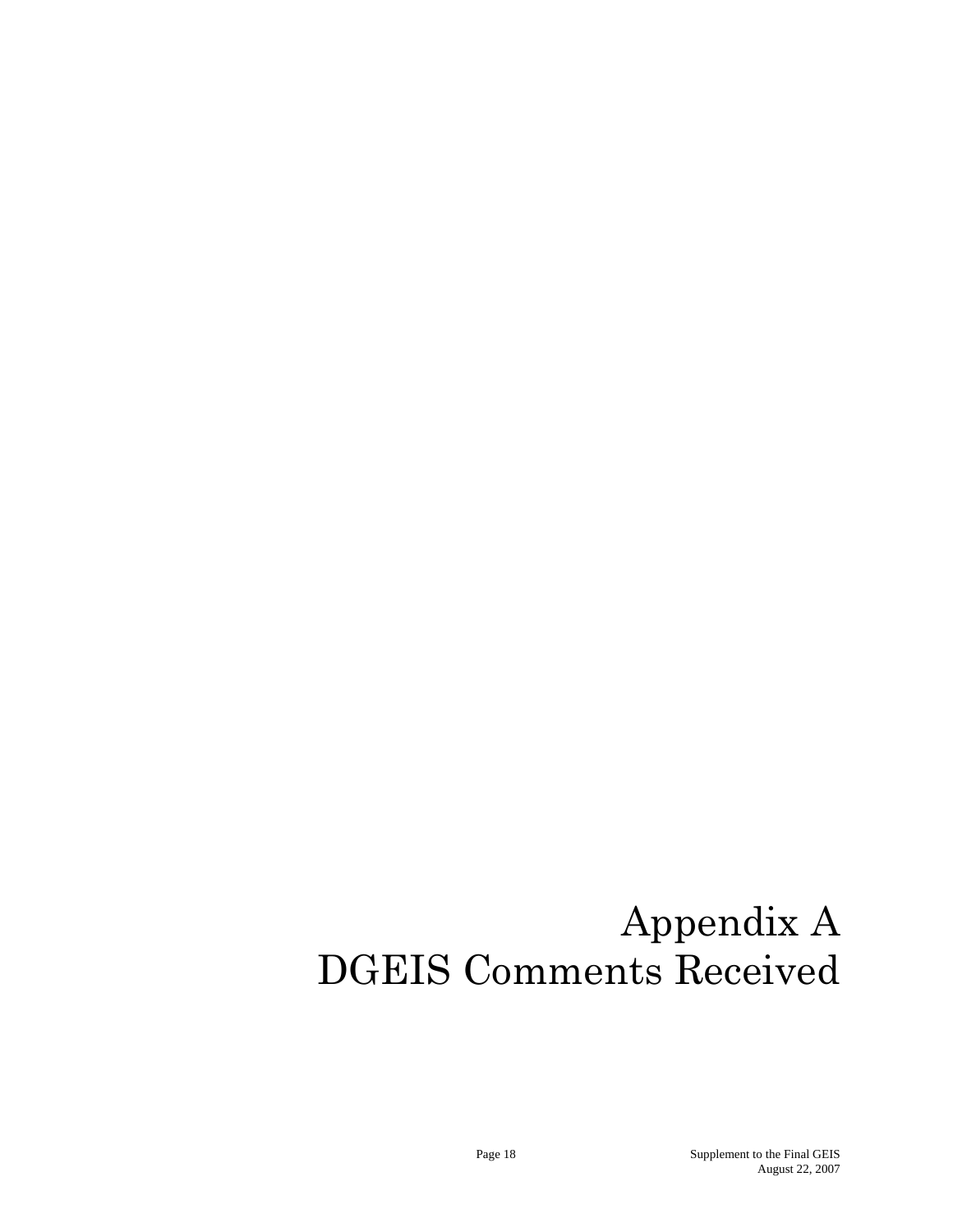# Appendix A
# DGEIS Comments Received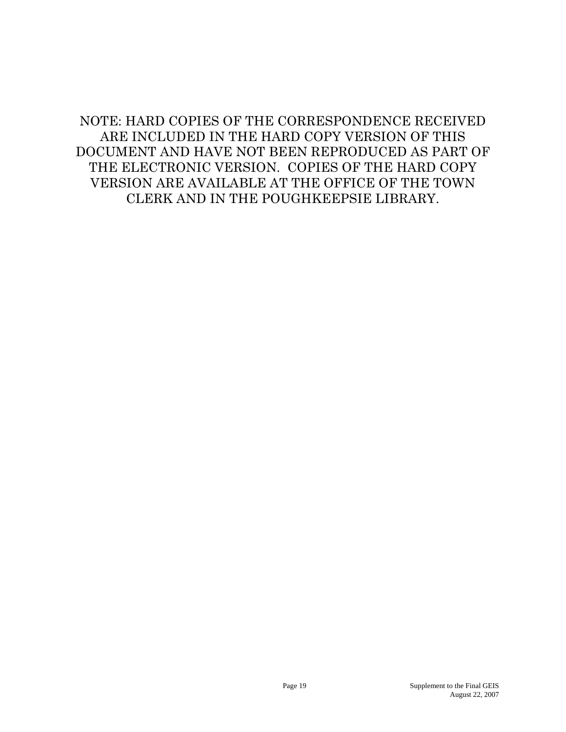NOTE: HARD COPIES OF THE CORRESPONDENCE RECEIVED ARE INCLUDED IN THE HARD COPY VERSION OF THIS DOCUMENT AND HAVE NOT BEEN REPRODUCED AS PART OF THE ELECTRONIC VERSION. COPIES OF THE HARD COPY VERSION ARE AVAILABLE AT THE OFFICE OF THE TOWN CLERK AND IN THE POUGHKEEPSIE LIBRARY.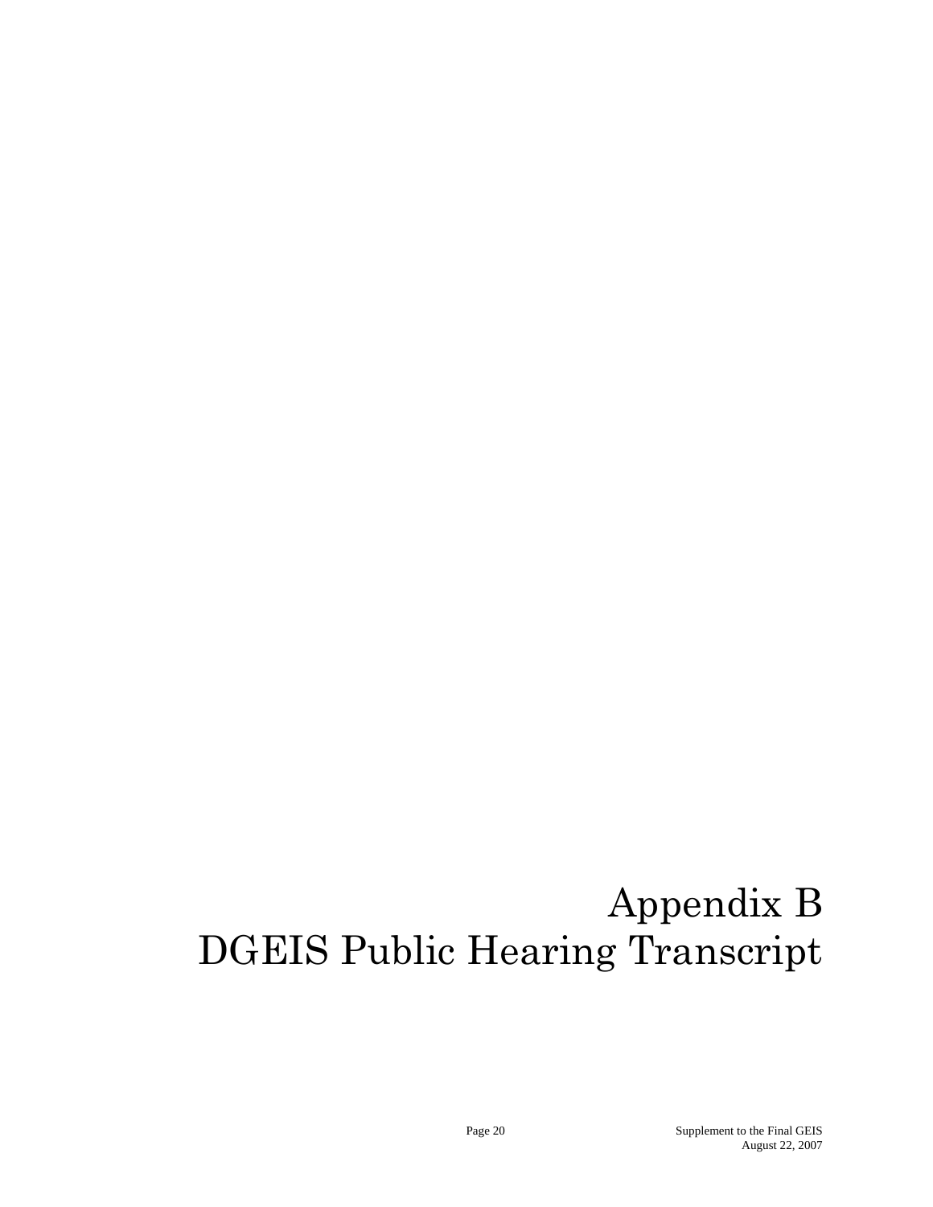# Appendix B
# DGEIS Public Hearing Transcript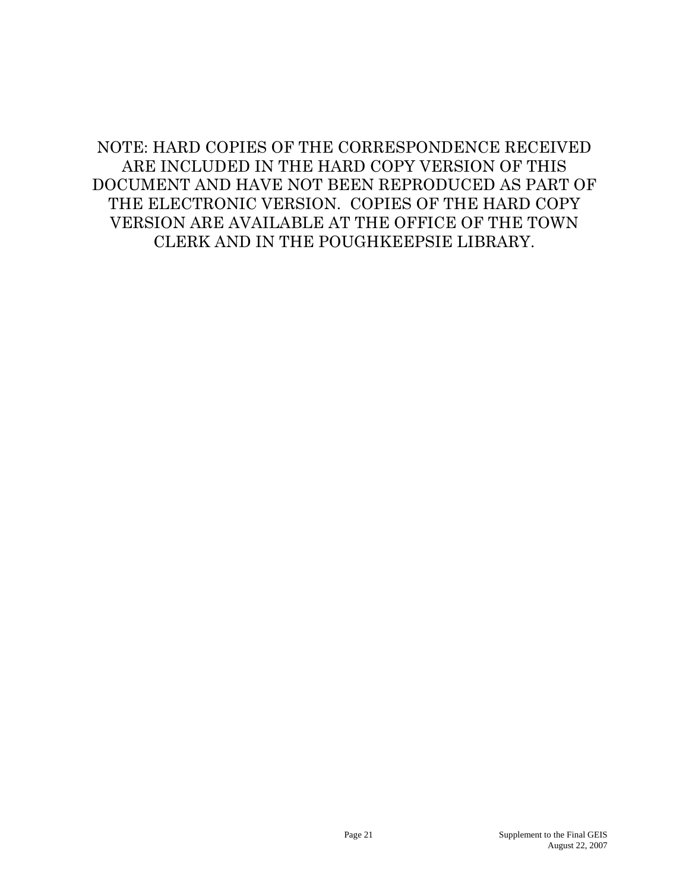NOTE: HARD COPIES OF THE CORRESPONDENCE RECEIVED ARE INCLUDED IN THE HARD COPY VERSION OF THIS DOCUMENT AND HAVE NOT BEEN REPRODUCED AS PART OF THE ELECTRONIC VERSION. COPIES OF THE HARD COPY VERSION ARE AVAILABLE AT THE OFFICE OF THE TOWN CLERK AND IN THE POUGHKEEPSIE LIBRARY.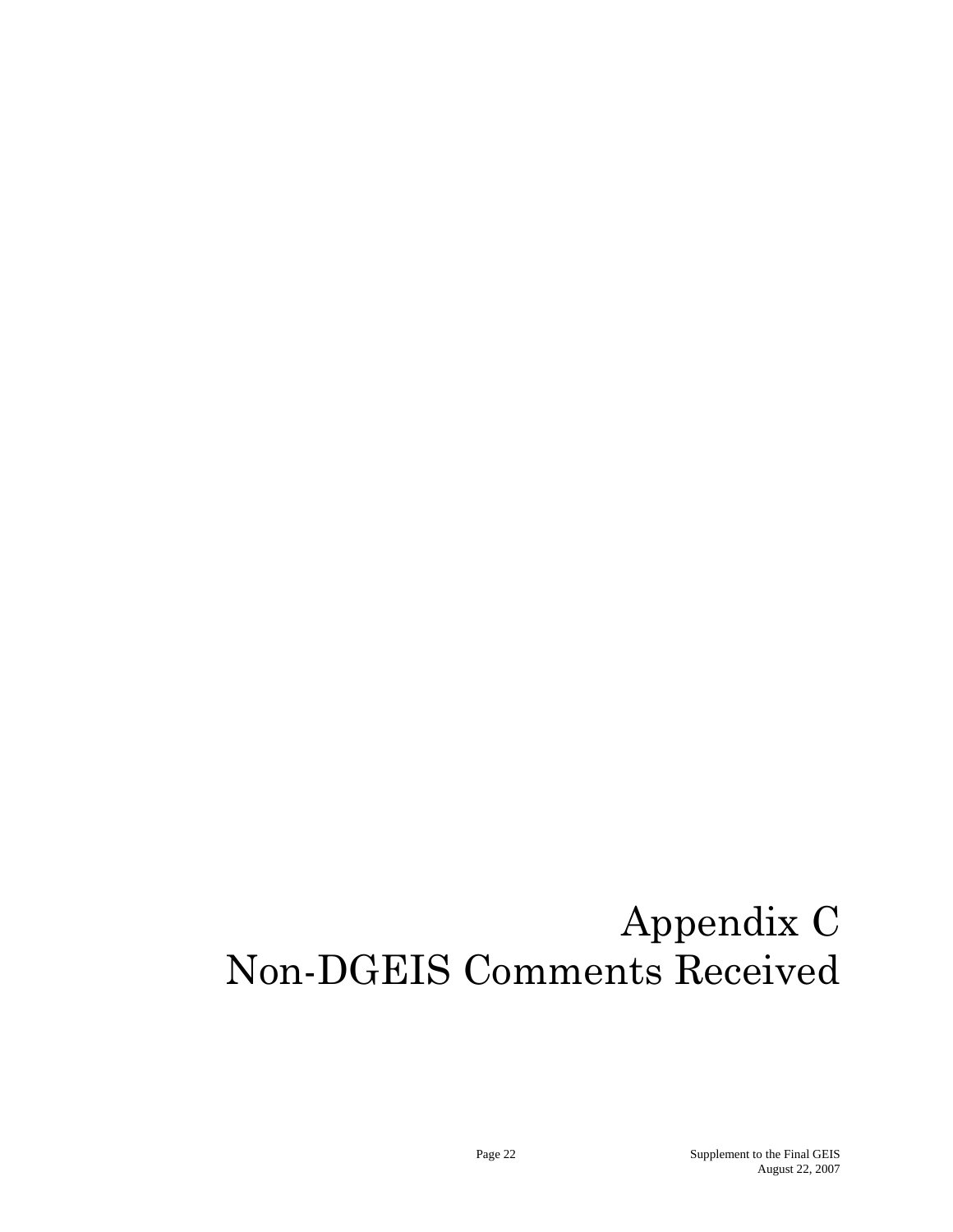# Appendix C
# Non-DGEIS Comments Received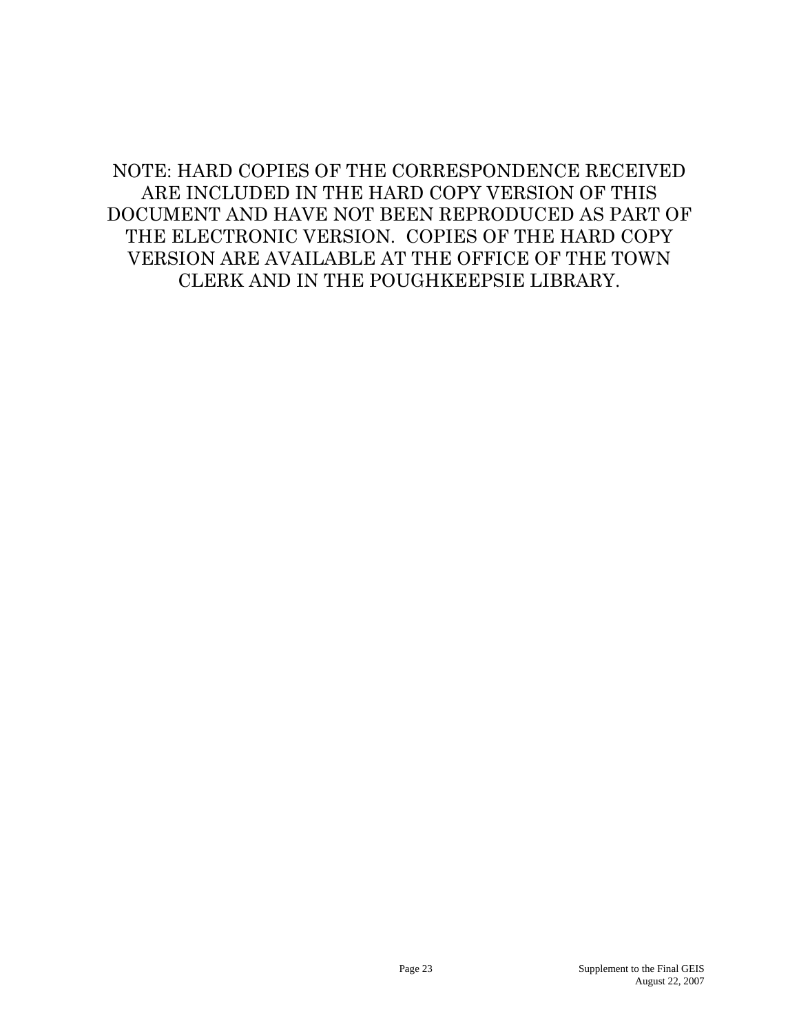NOTE: HARD COPIES OF THE CORRESPONDENCE RECEIVED ARE INCLUDED IN THE HARD COPY VERSION OF THIS DOCUMENT AND HAVE NOT BEEN REPRODUCED AS PART OF THE ELECTRONIC VERSION. COPIES OF THE HARD COPY VERSION ARE AVAILABLE AT THE OFFICE OF THE TOWN CLERK AND IN THE POUGHKEEPSIE LIBRARY.